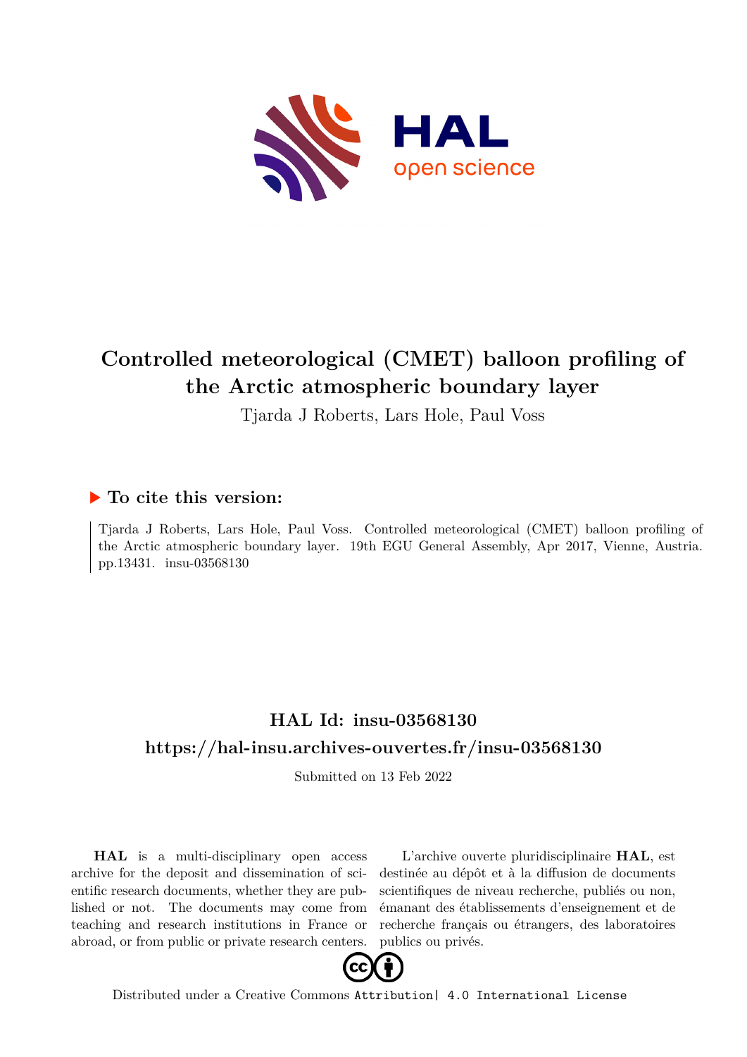# Controlled meteorological (CMET) balloon profiling of the Arctic atmospheric boundary layer

Tjarda J Roberts, Lars Hole, Paul Voss

## ▶ To cite this version:

Tjarda J Roberts, Lars Hole, Paul Voss. Controlled meteorological (CMET) balloon profiling of the Arctic atmospheric boundary layer. 19th EGU General Assembly, Apr 2017, Vienne, Austria. pp.13431. insu-03568130

## HAL Id: insu-03568130

## https://hal-insu.archives-ouvertes.fr/insu-03568130

Submitted on 13 Feb 2022

**HAL** is a multi-disciplinary open access archive for the deposit and dissemination of scientific research documents, whether they are published or not. The documents may come from teaching and research institutions in France or abroad, or from public or private research centers.

L'archive ouverte pluridisciplinaire **HAL**, est destinée au dépôt et à la diffusion de documents scientifiques de niveau recherche, publiés ou non, émanant des établissements d'enseignement et de recherche français ou étrangers, des laboratoires publics ou privés.

Distributed under a Creative Commons Attribution| 4.0 International License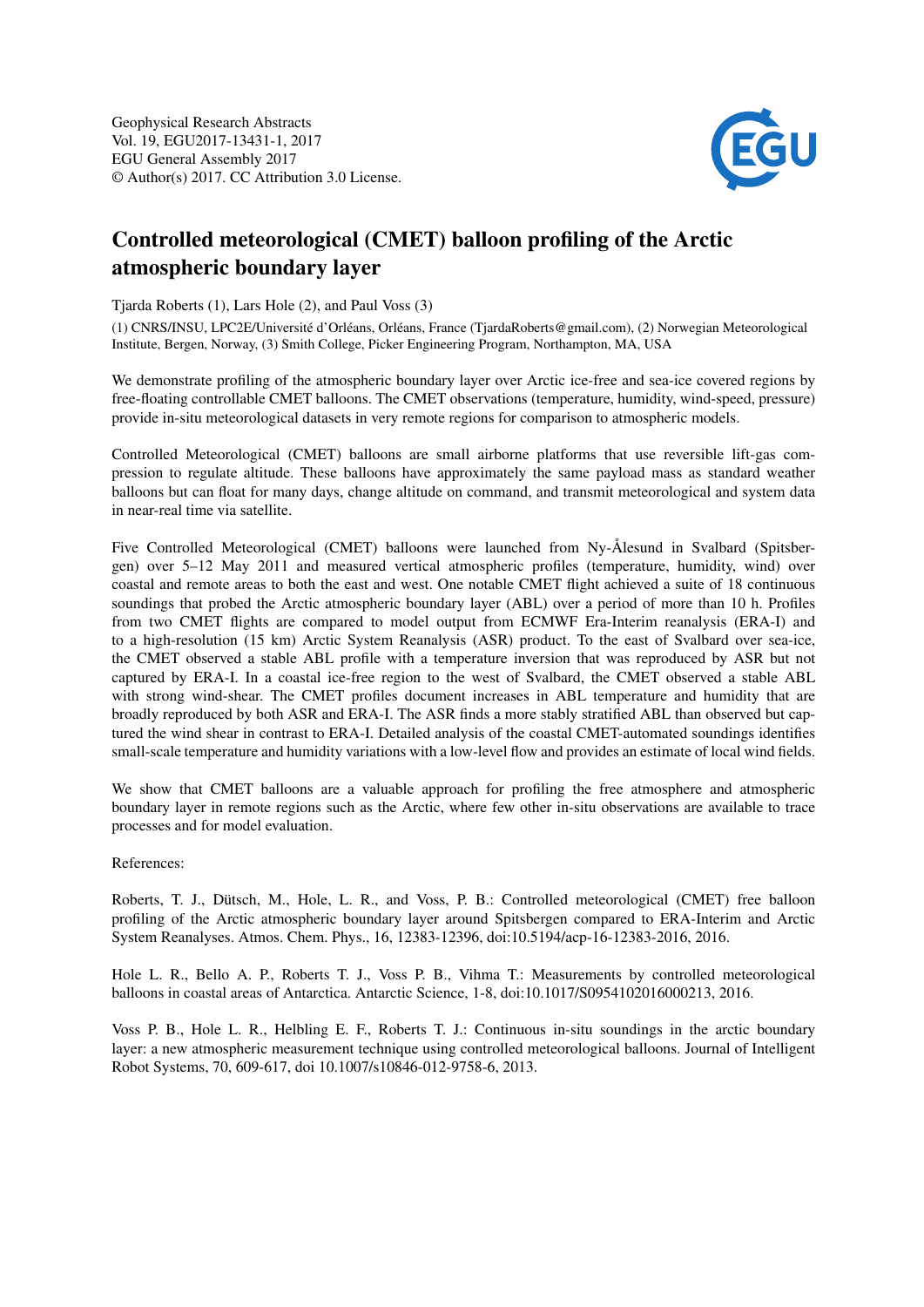Geophysical Research Abstracts
Vol. 19, EGU2017-13431-1, 2017
EGU General Assembly 2017
© Author(s) 2017. CC Attribution 3.0 License.

# Controlled meteorological (CMET) balloon profiling of the Arctic atmospheric boundary layer

Tjarda Roberts (1), Lars Hole (2), and Paul Voss (3)

(1) CNRS/INSU, LPC2E/Université d'Orléans, Orléans, France (TjardaRoberts@gmail.com), (2) Norwegian Meteorological Institute, Bergen, Norway, (3) Smith College, Picker Engineering Program, Northampton, MA, USA

We demonstrate profiling of the atmospheric boundary layer over Arctic ice-free and sea-ice covered regions by free-floating controllable CMET balloons. The CMET observations (temperature, humidity, wind-speed, pressure) provide in-situ meteorological datasets in very remote regions for comparison to atmospheric models.

Controlled Meteorological (CMET) balloons are small airborne platforms that use reversible lift-gas compression to regulate altitude. These balloons have approximately the same payload mass as standard weather balloons but can float for many days, change altitude on command, and transmit meteorological and system data in near-real time via satellite.

Five Controlled Meteorological (CMET) balloons were launched from Ny-Ålesund in Svalbard (Spitsbergen) over 5–12 May 2011 and measured vertical atmospheric profiles (temperature, humidity, wind) over coastal and remote areas to both the east and west. One notable CMET flight achieved a suite of 18 continuous soundings that probed the Arctic atmospheric boundary layer (ABL) over a period of more than 10 h. Profiles from two CMET flights are compared to model output from ECMWF Era-Interim reanalysis (ERA-I) and to a high-resolution (15 km) Arctic System Reanalysis (ASR) product. To the east of Svalbard over sea-ice, the CMET observed a stable ABL profile with a temperature inversion that was reproduced by ASR but not captured by ERA-I. In a coastal ice-free region to the west of Svalbard, the CMET observed a stable ABL with strong wind-shear. The CMET profiles document increases in ABL temperature and humidity that are broadly reproduced by both ASR and ERA-I. The ASR finds a more stably stratified ABL than observed but captured the wind shear in contrast to ERA-I. Detailed analysis of the coastal CMET-automated soundings identifies small-scale temperature and humidity variations with a low-level flow and provides an estimate of local wind fields.

We show that CMET balloons are a valuable approach for profiling the free atmosphere and atmospheric boundary layer in remote regions such as the Arctic, where few other in-situ observations are available to trace processes and for model evaluation.

References:

Roberts, T. J., Dütsch, M., Hole, L. R., and Voss, P. B.: Controlled meteorological (CMET) free balloon profiling of the Arctic atmospheric boundary layer around Spitsbergen compared to ERA-Interim and Arctic System Reanalyses. Atmos. Chem. Phys., 16, 12383-12396, doi:10.5194/acp-16-12383-2016, 2016.

Hole L. R., Bello A. P., Roberts T. J., Voss P. B., Vihma T.: Measurements by controlled meteorological balloons in coastal areas of Antarctica. Antarctic Science, 1-8, doi:10.1017/S0954102016000213, 2016.

Voss P. B., Hole L. R., Helbling E. F., Roberts T. J.: Continuous in-situ soundings in the arctic boundary layer: a new atmospheric measurement technique using controlled meteorological balloons. Journal of Intelligent Robot Systems, 70, 609-617, doi 10.1007/s10846-012-9758-6, 2013.